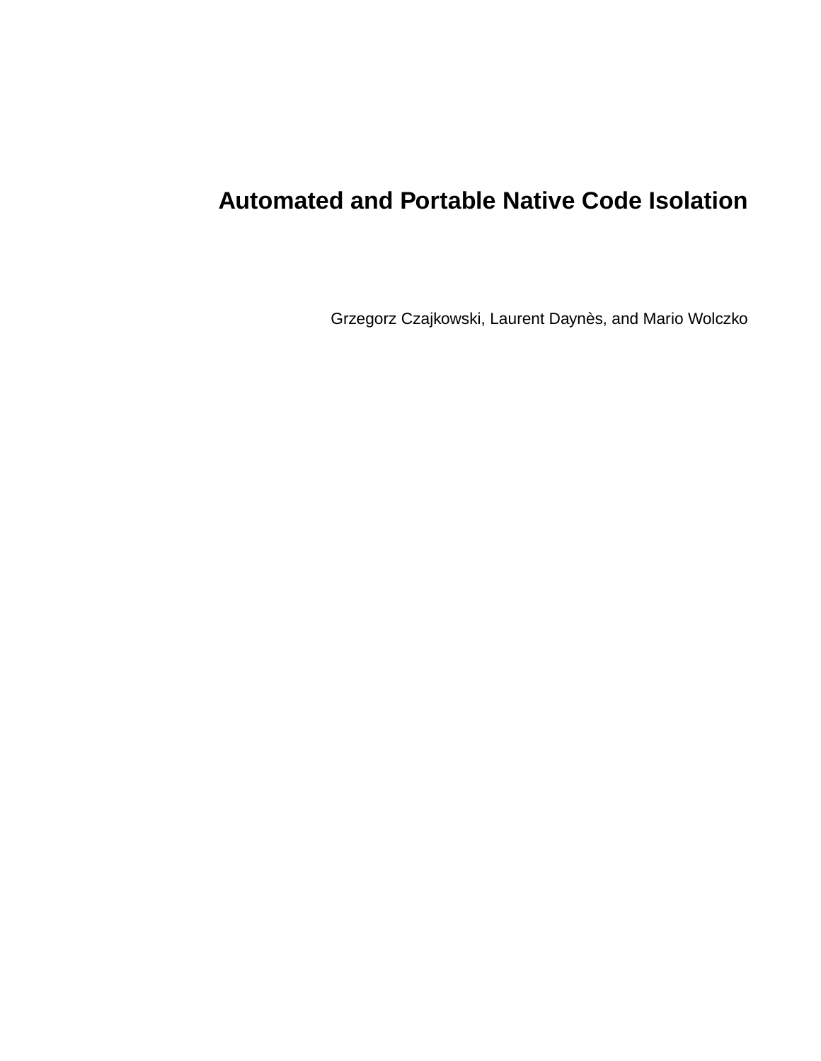# Automated and Portable Native Code Isolation

Grzegorz Czajkowski, Laurent Daynès, and Mario Wolczko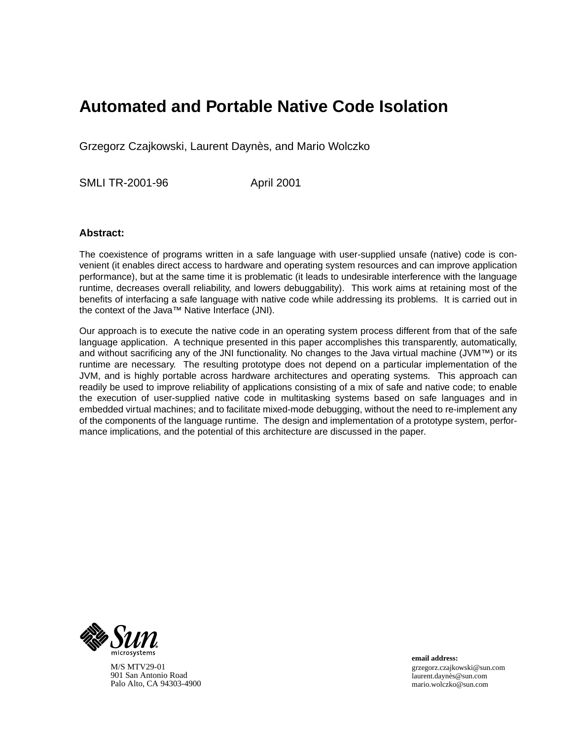# Automated and Portable Native Code Isolation

Grzegorz Czajkowski, Laurent Daynès, and Mario Wolczko

SMLI TR-2001-96 April 2001

### Abstract:

The coexistence of programs written in a safe language with user-supplied unsafe (native) code is convenient (it enables direct access to hardware and operating system resources and can improve application performance), but at the same time it is problematic (it leads to undesirable interference with the language runtime, decreases overall reliability, and lowers debuggability). This work aims at retaining most of the benefits of interfacing a safe language with native code while addressing its problems. It is carried out in the context of the Java™ Native Interface (JNI).

Our approach is to execute the native code in an operating system process different from that of the safe language application. A technique presented in this paper accomplishes this transparently, automatically, and without sacrificing any of the JNI functionality. No changes to the Java virtual machine (JVM™) or its runtime are necessary. The resulting prototype does not depend on a particular implementation of the JVM, and is highly portable across hardware architectures and operating systems. This approach can readily be used to improve reliability of applications consisting of a mix of safe and native code; to enable the execution of user-supplied native code in multitasking systems based on safe languages and in embedded virtual machines; and to facilitate mixed-mode debugging, without the need to re-implement any of the components of the language runtime. The design and implementation of a prototype system, performance implications, and the potential of this architecture are discussed in the paper.

Sun microsystems

M/S MTV29-01
901 San Antonio Road
Palo Alto, CA 94303-4900

**email address:**
grzegorz.czajkowski@sun.com
laurent.daynès@sun.com
mario.wolczko@sun.com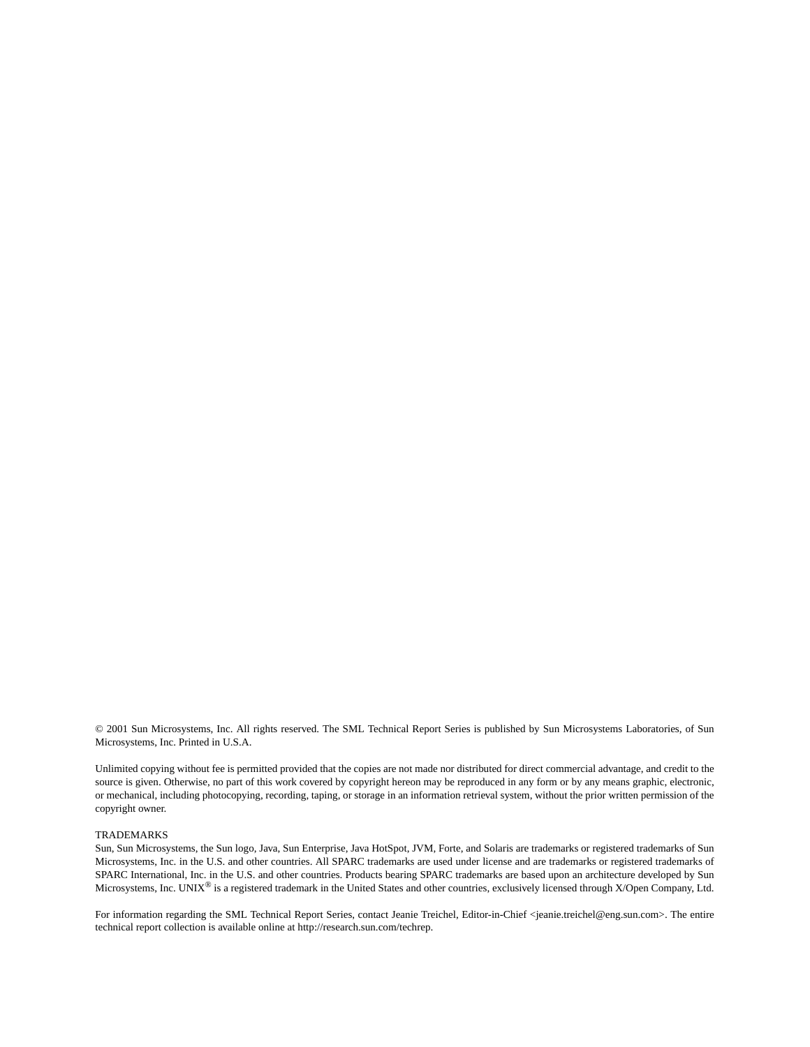© 2001 Sun Microsystems, Inc. All rights reserved. The SML Technical Report Series is published by Sun Microsystems Laboratories, of Sun Microsystems, Inc. Printed in U.S.A.

Unlimited copying without fee is permitted provided that the copies are not made nor distributed for direct commercial advantage, and credit to the source is given. Otherwise, no part of this work covered by copyright hereon may be reproduced in any form or by any means graphic, electronic, or mechanical, including photocopying, recording, taping, or storage in an information retrieval system, without the prior written permission of the copyright owner.

TRADEMARKS
Sun, Sun Microsystems, the Sun logo, Java, Sun Enterprise, Java HotSpot, JVM, Forte, and Solaris are trademarks or registered trademarks of Sun Microsystems, Inc. in the U.S. and other countries. All SPARC trademarks are used under license and are trademarks or registered trademarks of SPARC International, Inc. in the U.S. and other countries. Products bearing SPARC trademarks are based upon an architecture developed by Sun Microsystems, Inc. UNIX® is a registered trademark in the United States and other countries, exclusively licensed through X/Open Company, Ltd.

For information regarding the SML Technical Report Series, contact Jeanie Treichel, Editor-in-Chief <jeanie.treichel@eng.sun.com>. The entire technical report collection is available online at http://research.sun.com/techrep.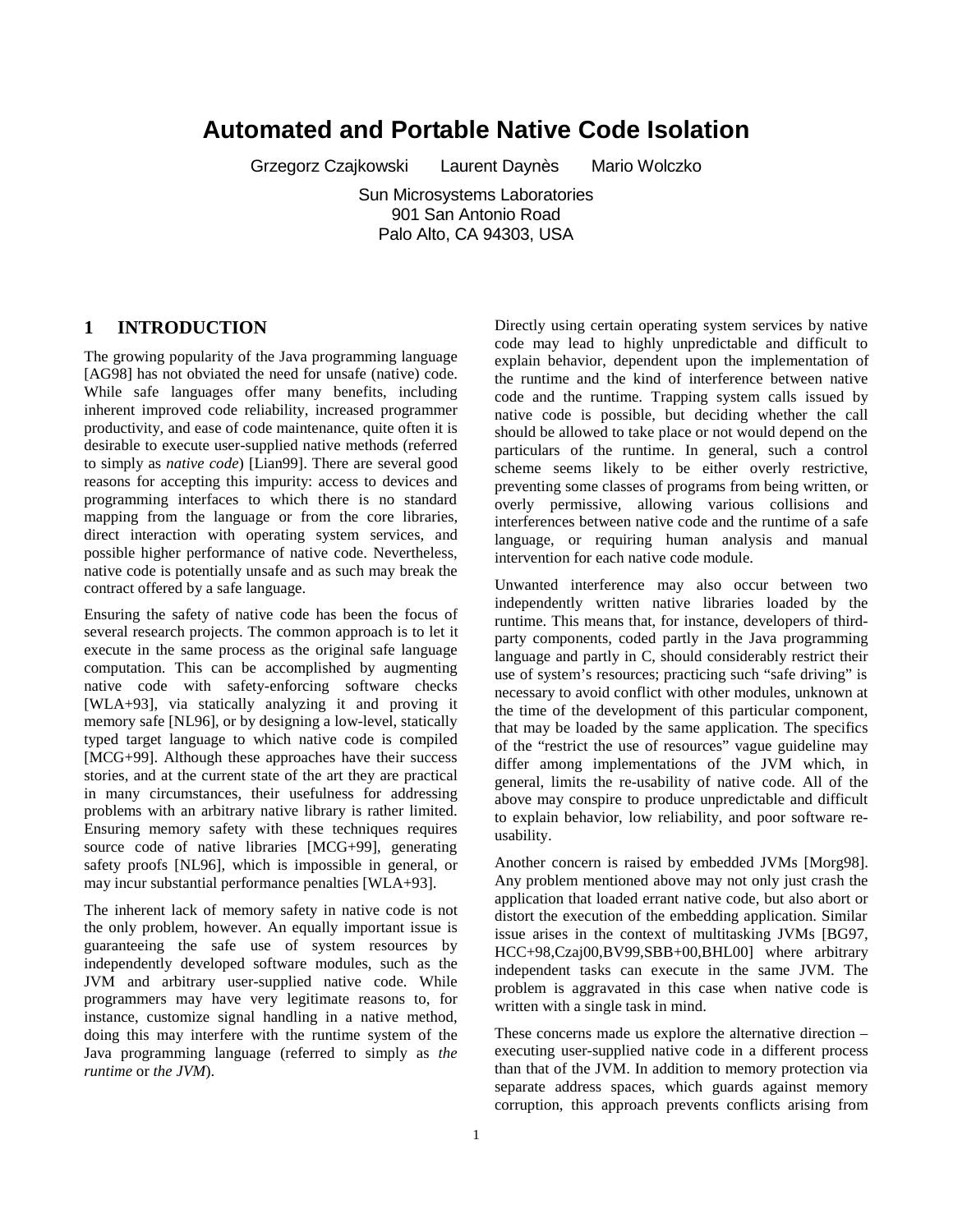# Automated and Portable Native Code Isolation

Grzegorz Czajkowski Laurent Daynès Mario Wolczko

Sun Microsystems Laboratories
901 San Antonio Road
Palo Alto, CA 94303, USA

## 1 INTRODUCTION

The growing popularity of the Java programming language [AG98] has not obviated the need for unsafe (native) code. While safe languages offer many benefits, including inherent improved code reliability, increased programmer productivity, and ease of code maintenance, quite often it is desirable to execute user-supplied native methods (referred to simply as *native code*) [Lian99]. There are several good reasons for accepting this impurity: access to devices and programming interfaces to which there is no standard mapping from the language or from the core libraries, direct interaction with operating system services, and possible higher performance of native code. Nevertheless, native code is potentially unsafe and as such may break the contract offered by a safe language.

Ensuring the safety of native code has been the focus of several research projects. The common approach is to let it execute in the same process as the original safe language computation. This can be accomplished by augmenting native code with safety-enforcing software checks [WLA+93], via statically analyzing it and proving it memory safe [NL96], or by designing a low-level, statically typed target language to which native code is compiled [MCG+99]. Although these approaches have their success stories, and at the current state of the art they are practical in many circumstances, their usefulness for addressing problems with an arbitrary native library is rather limited. Ensuring memory safety with these techniques requires source code of native libraries [MCG+99], generating safety proofs [NL96], which is impossible in general, or may incur substantial performance penalties [WLA+93].

The inherent lack of memory safety in native code is not the only problem, however. An equally important issue is guaranteeing the safe use of system resources by independently developed software modules, such as the JVM and arbitrary user-supplied native code. While programmers may have very legitimate reasons to, for instance, customize signal handling in a native method, doing this may interfere with the runtime system of the Java programming language (referred to simply as *the runtime* or *the JVM*).

Directly using certain operating system services by native code may lead to highly unpredictable and difficult to explain behavior, dependent upon the implementation of the runtime and the kind of interference between native code and the runtime. Trapping system calls issued by native code is possible, but deciding whether the call should be allowed to take place or not would depend on the particulars of the runtime. In general, such a control scheme seems likely to be either overly restrictive, preventing some classes of programs from being written, or overly permissive, allowing various collisions and interferences between native code and the runtime of a safe language, or requiring human analysis and manual intervention for each native code module.

Unwanted interference may also occur between two independently written native libraries loaded by the runtime. This means that, for instance, developers of third-party components, coded partly in the Java programming language and partly in C, should considerably restrict their use of system's resources; practicing such "safe driving" is necessary to avoid conflict with other modules, unknown at the time of the development of this particular component, that may be loaded by the same application. The specifics of the "restrict the use of resources" vague guideline may differ among implementations of the JVM which, in general, limits the re-usability of native code. All of the above may conspire to produce unpredictable and difficult to explain behavior, low reliability, and poor software re-usability.

Another concern is raised by embedded JVMs [Morg98]. Any problem mentioned above may not only just crash the application that loaded errant native code, but also abort or distort the execution of the embedding application. Similar issue arises in the context of multitasking JVMs [BG97, HCC+98,Czaj00,BV99,SBB+00,BHL00] where arbitrary independent tasks can execute in the same JVM. The problem is aggravated in this case when native code is written with a single task in mind.

These concerns made us explore the alternative direction – executing user-supplied native code in a different process than that of the JVM. In addition to memory protection via separate address spaces, which guards against memory corruption, this approach prevents conflicts arising from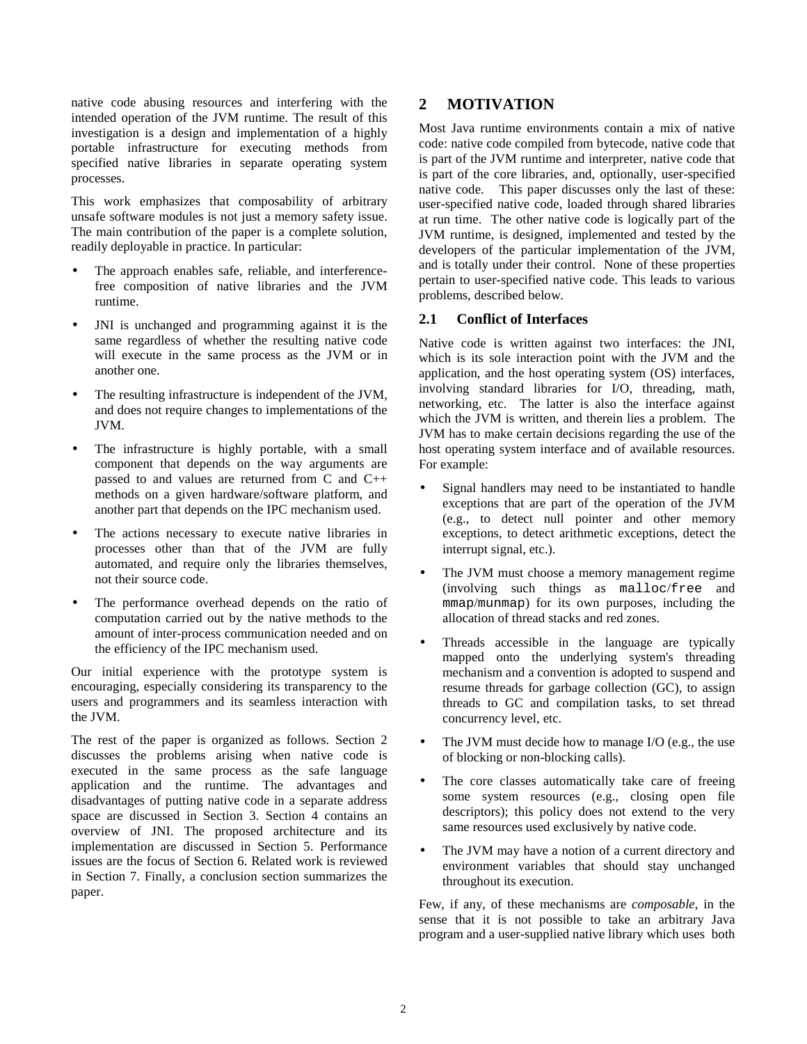native code abusing resources and interfering with the intended operation of the JVM runtime. The result of this investigation is a design and implementation of a highly portable infrastructure for executing methods from specified native libraries in separate operating system processes.

This work emphasizes that composability of arbitrary unsafe software modules is not just a memory safety issue. The main contribution of the paper is a complete solution, readily deployable in practice. In particular:

- The approach enables safe, reliable, and interference-free composition of native libraries and the JVM runtime.
- JNI is unchanged and programming against it is the same regardless of whether the resulting native code will execute in the same process as the JVM or in another one.
- The resulting infrastructure is independent of the JVM, and does not require changes to implementations of the JVM.
- The infrastructure is highly portable, with a small component that depends on the way arguments are passed to and values are returned from C and C++ methods on a given hardware/software platform, and another part that depends on the IPC mechanism used.
- The actions necessary to execute native libraries in processes other than that of the JVM are fully automated, and require only the libraries themselves, not their source code.
- The performance overhead depends on the ratio of computation carried out by the native methods to the amount of inter-process communication needed and on the efficiency of the IPC mechanism used.

Our initial experience with the prototype system is encouraging, especially considering its transparency to the users and programmers and its seamless interaction with the JVM.

The rest of the paper is organized as follows. Section 2 discusses the problems arising when native code is executed in the same process as the safe language application and the runtime. The advantages and disadvantages of putting native code in a separate address space are discussed in Section 3. Section 4 contains an overview of JNI. The proposed architecture and its implementation are discussed in Section 5. Performance issues are the focus of Section 6. Related work is reviewed in Section 7. Finally, a conclusion section summarizes the paper.

# 2 MOTIVATION

Most Java runtime environments contain a mix of native code: native code compiled from bytecode, native code that is part of the JVM runtime and interpreter, native code that is part of the core libraries, and, optionally, user-specified native code. This paper discusses only the last of these: user-specified native code, loaded through shared libraries at run time. The other native code is logically part of the JVM runtime, is designed, implemented and tested by the developers of the particular implementation of the JVM, and is totally under their control. None of these properties pertain to user-specified native code. This leads to various problems, described below.

## 2.1 Conflict of Interfaces

Native code is written against two interfaces: the JNI, which is its sole interaction point with the JVM and the application, and the host operating system (OS) interfaces, involving standard libraries for I/O, threading, math, networking, etc. The latter is also the interface against which the JVM is written, and therein lies a problem. The JVM has to make certain decisions regarding the use of the host operating system interface and of available resources. For example:

- Signal handlers may need to be instantiated to handle exceptions that are part of the operation of the JVM (e.g., to detect null pointer and other memory exceptions, to detect arithmetic exceptions, detect the interrupt signal, etc.).
- The JVM must choose a memory management regime (involving such things as `malloc`/`free` and `mmap`/`munmap`) for its own purposes, including the allocation of thread stacks and red zones.
- Threads accessible in the language are typically mapped onto the underlying system's threading mechanism and a convention is adopted to suspend and resume threads for garbage collection (GC), to assign threads to GC and compilation tasks, to set thread concurrency level, etc.
- The JVM must decide how to manage I/O (e.g., the use of blocking or non-blocking calls).
- The core classes automatically take care of freeing some system resources (e.g., closing open file descriptors); this policy does not extend to the very same resources used exclusively by native code.
- The JVM may have a notion of a current directory and environment variables that should stay unchanged throughout its execution.

Few, if any, of these mechanisms are *composable*, in the sense that it is not possible to take an arbitrary Java program and a user-supplied native library which uses both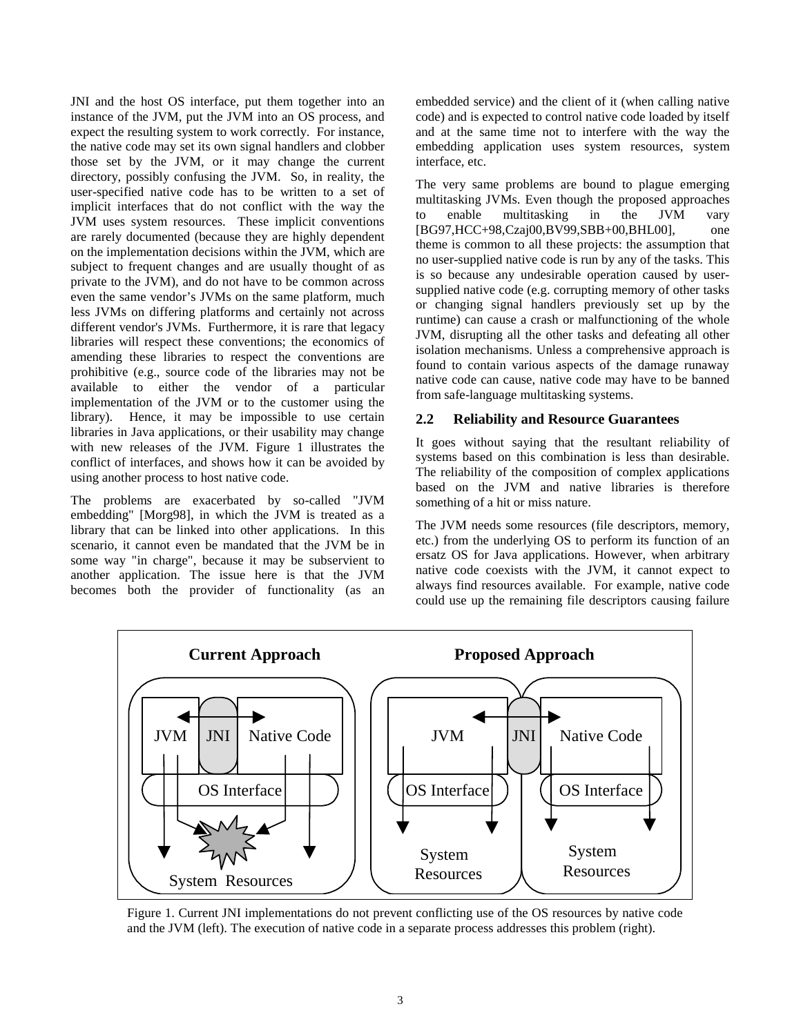JNI and the host OS interface, put them together into an instance of the JVM, put the JVM into an OS process, and expect the resulting system to work correctly. For instance, the native code may set its own signal handlers and clobber those set by the JVM, or it may change the current directory, possibly confusing the JVM. So, in reality, the user-specified native code has to be written to a set of implicit interfaces that do not conflict with the way the JVM uses system resources. These implicit conventions are rarely documented (because they are highly dependent on the implementation decisions within the JVM, which are subject to frequent changes and are usually thought of as private to the JVM), and do not have to be common across even the same vendor's JVMs on the same platform, much less JVMs on differing platforms and certainly not across different vendor's JVMs. Furthermore, it is rare that legacy libraries will respect these conventions; the economics of amending these libraries to respect the conventions are prohibitive (e.g., source code of the libraries may not be available to either the vendor of a particular implementation of the JVM or to the customer using the library). Hence, it may be impossible to use certain libraries in Java applications, or their usability may change with new releases of the JVM. Figure 1 illustrates the conflict of interfaces, and shows how it can be avoided by using another process to host native code.

The problems are exacerbated by so-called "JVM embedding" [Morg98], in which the JVM is treated as a library that can be linked into other applications. In this scenario, it cannot even be mandated that the JVM be in some way "in charge", because it may be subservient to another application. The issue here is that the JVM becomes both the provider of functionality (as an embedded service) and the client of it (when calling native code) and is expected to control native code loaded by itself and at the same time not to interfere with the way the embedding application uses system resources, system interface, etc.

The very same problems are bound to plague emerging multitasking JVMs. Even though the proposed approaches to enable multitasking in the JVM vary [BG97,HCC+98,Czaj00,BV99,SBB+00,BHL00], one theme is common to all these projects: the assumption that no user-supplied native code is run by any of the tasks. This is so because any undesirable operation caused by user-supplied native code (e.g. corrupting memory of other tasks or changing signal handlers previously set up by the runtime) can cause a crash or malfunctioning of the whole JVM, disrupting all the other tasks and defeating all other isolation mechanisms. Unless a comprehensive approach is found to contain various aspects of the damage runaway native code can cause, native code may have to be banned from safe-language multitasking systems.

## 2.2 Reliability and Resource Guarantees

It goes without saying that the resultant reliability of systems based on this combination is less than desirable. The reliability of the composition of complex applications based on the JVM and native libraries is therefore something of a hit or miss nature.

The JVM needs some resources (file descriptors, memory, etc.) from the underlying OS to perform its function of an ersatz OS for Java applications. However, when arbitrary native code coexists with the JVM, it cannot expect to always find resources available. For example, native code could use up the remaining file descriptors causing failure

Figure 1. Current JNI implementations do not prevent conflicting use of the OS resources by native code and the JVM (left). The execution of native code in a separate process addresses this problem (right).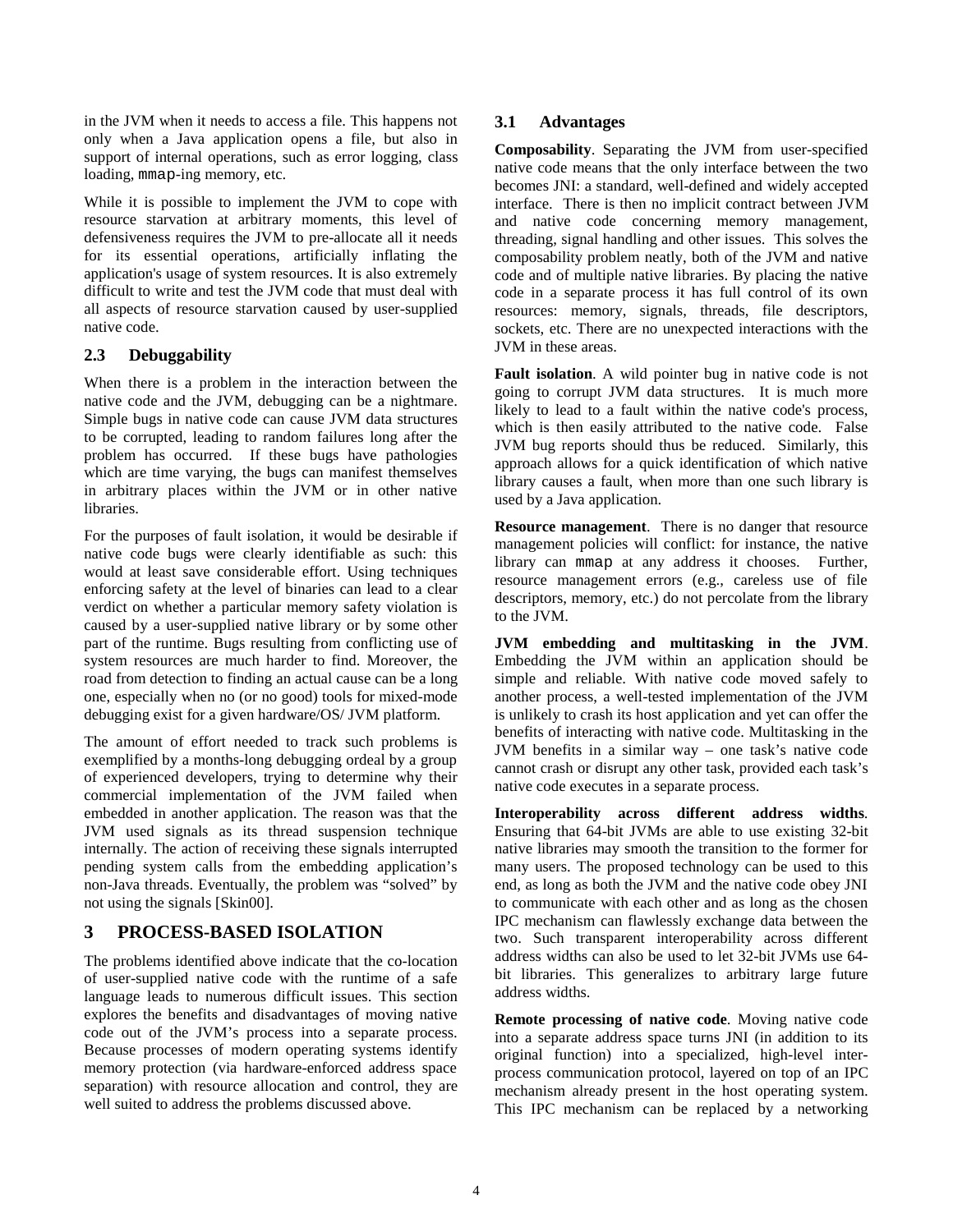in the JVM when it needs to access a file. This happens not only when a Java application opens a file, but also in support of internal operations, such as error logging, class loading, `mmap`-ing memory, etc.

While it is possible to implement the JVM to cope with resource starvation at arbitrary moments, this level of defensiveness requires the JVM to pre-allocate all it needs for its essential operations, artificially inflating the application's usage of system resources. It is also extremely difficult to write and test the JVM code that must deal with all aspects of resource starvation caused by user-supplied native code.

### 2.3 Debuggability

When there is a problem in the interaction between the native code and the JVM, debugging can be a nightmare. Simple bugs in native code can cause JVM data structures to be corrupted, leading to random failures long after the problem has occurred. If these bugs have pathologies which are time varying, the bugs can manifest themselves in arbitrary places within the JVM or in other native libraries.

For the purposes of fault isolation, it would be desirable if native code bugs were clearly identifiable as such: this would at least save considerable effort. Using techniques enforcing safety at the level of binaries can lead to a clear verdict on whether a particular memory safety violation is caused by a user-supplied native library or by some other part of the runtime. Bugs resulting from conflicting use of system resources are much harder to find. Moreover, the road from detection to finding an actual cause can be a long one, especially when no (or no good) tools for mixed-mode debugging exist for a given hardware/OS/ JVM platform.

The amount of effort needed to track such problems is exemplified by a months-long debugging ordeal by a group of experienced developers, trying to determine why their commercial implementation of the JVM failed when embedded in another application. The reason was that the JVM used signals as its thread suspension technique internally. The action of receiving these signals interrupted pending system calls from the embedding application's non-Java threads. Eventually, the problem was "solved" by not using the signals [Skin00].

## 3 PROCESS-BASED ISOLATION

The problems identified above indicate that the co-location of user-supplied native code with the runtime of a safe language leads to numerous difficult issues. This section explores the benefits and disadvantages of moving native code out of the JVM's process into a separate process. Because processes of modern operating systems identify memory protection (via hardware-enforced address space separation) with resource allocation and control, they are well suited to address the problems discussed above.

### 3.1 Advantages

**Composability**. Separating the JVM from user-specified native code means that the only interface between the two becomes JNI: a standard, well-defined and widely accepted interface. There is then no implicit contract between JVM and native code concerning memory management, threading, signal handling and other issues. This solves the composability problem neatly, both of the JVM and native code and of multiple native libraries. By placing the native code in a separate process it has full control of its own resources: memory, signals, threads, file descriptors, sockets, etc. There are no unexpected interactions with the JVM in these areas.

**Fault isolation**. A wild pointer bug in native code is not going to corrupt JVM data structures. It is much more likely to lead to a fault within the native code's process, which is then easily attributed to the native code. False JVM bug reports should thus be reduced. Similarly, this approach allows for a quick identification of which native library causes a fault, when more than one such library is used by a Java application.

**Resource management**. There is no danger that resource management policies will conflict: for instance, the native library can `mmap` at any address it chooses. Further, resource management errors (e.g., careless use of file descriptors, memory, etc.) do not percolate from the library to the JVM.

**JVM embedding and multitasking in the JVM**. Embedding the JVM within an application should be simple and reliable. With native code moved safely to another process, a well-tested implementation of the JVM is unlikely to crash its host application and yet can offer the benefits of interacting with native code. Multitasking in the JVM benefits in a similar way – one task's native code cannot crash or disrupt any other task, provided each task's native code executes in a separate process.

**Interoperability across different address widths**. Ensuring that 64-bit JVMs are able to use existing 32-bit native libraries may smooth the transition to the former for many users. The proposed technology can be used to this end, as long as both the JVM and the native code obey JNI to communicate with each other and as long as the chosen IPC mechanism can flawlessly exchange data between the two. Such transparent interoperability across different address widths can also be used to let 32-bit JVMs use 64-bit libraries. This generalizes to arbitrary large future address widths.

**Remote processing of native code**. Moving native code into a separate address space turns JNI (in addition to its original function) into a specialized, high-level inter-process communication protocol, layered on top of an IPC mechanism already present in the host operating system. This IPC mechanism can be replaced by a networking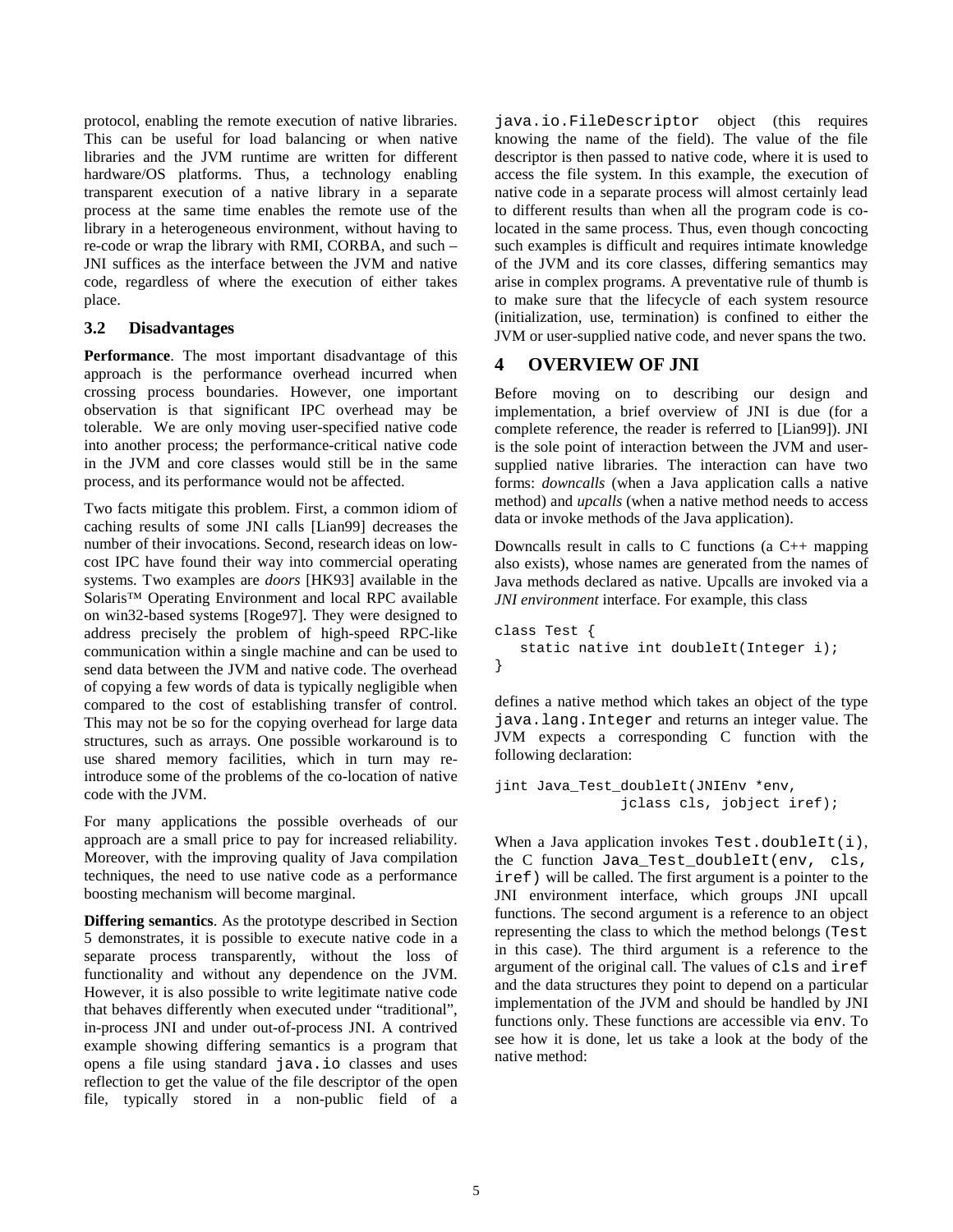protocol, enabling the remote execution of native libraries. This can be useful for load balancing or when native libraries and the JVM runtime are written for different hardware/OS platforms. Thus, a technology enabling transparent execution of a native library in a separate process at the same time enables the remote use of the library in a heterogeneous environment, without having to re-code or wrap the library with RMI, CORBA, and such – JNI suffices as the interface between the JVM and native code, regardless of where the execution of either takes place.

### 3.2 Disadvantages

**Performance**. The most important disadvantage of this approach is the performance overhead incurred when crossing process boundaries. However, one important observation is that significant IPC overhead may be tolerable. We are only moving user-specified native code into another process; the performance-critical native code in the JVM and core classes would still be in the same process, and its performance would not be affected.

Two facts mitigate this problem. First, a common idiom of caching results of some JNI calls [Lian99] decreases the number of their invocations. Second, research ideas on low-cost IPC have found their way into commercial operating systems. Two examples are *doors* [HK93] available in the Solaris™ Operating Environment and local RPC available on win32-based systems [Roge97]. They were designed to address precisely the problem of high-speed RPC-like communication within a single machine and can be used to send data between the JVM and native code. The overhead of copying a few words of data is typically negligible when compared to the cost of establishing transfer of control. This may not be so for the copying overhead for large data structures, such as arrays. One possible workaround is to use shared memory facilities, which in turn may re-introduce some of the problems of the co-location of native code with the JVM.

For many applications the possible overheads of our approach are a small price to pay for increased reliability. Moreover, with the improving quality of Java compilation techniques, the need to use native code as a performance boosting mechanism will become marginal.

**Differing semantics**. As the prototype described in Section 5 demonstrates, it is possible to execute native code in a separate process transparently, without the loss of functionality and without any dependence on the JVM. However, it is also possible to write legitimate native code that behaves differently when executed under “traditional”, in-process JNI and under out-of-process JNI. A contrived example showing differing semantics is a program that opens a file using standard `java.io` classes and uses reflection to get the value of the file descriptor of the open file, typically stored in a non-public field of a `java.io.FileDescriptor` object (this requires knowing the name of the field). The value of the file descriptor is then passed to native code, where it is used to access the file system. In this example, the execution of native code in a separate process will almost certainly lead to different results than when all the program code is co-located in the same process. Thus, even though concocting such examples is difficult and requires intimate knowledge of the JVM and its core classes, differing semantics may arise in complex programs. A preventative rule of thumb is to make sure that the lifecycle of each system resource (initialization, use, termination) is confined to either the JVM or user-supplied native code, and never spans the two.

## 4 OVERVIEW OF JNI

Before moving on to describing our design and implementation, a brief overview of JNI is due (for a complete reference, the reader is referred to [Lian99]). JNI is the sole point of interaction between the JVM and user-supplied native libraries. The interaction can have two forms: *downcalls* (when a Java application calls a native method) and *upcalls* (when a native method needs to access data or invoke methods of the Java application).

Downcalls result in calls to C functions (a C++ mapping also exists), whose names are generated from the names of Java methods declared as native. Upcalls are invoked via a *JNI environment* interface. For example, this class

```
class Test {
   static native int doubleIt(Integer i);
}
```

defines a native method which takes an object of the type `java.lang.Integer` and returns an integer value. The JVM expects a corresponding C function with the following declaration:

```
jint Java_Test_doubleIt(JNIEnv *env,
              jclass cls, jobject iref);
```

When a Java application invokes `Test.doubleIt(i)`, the C function `Java_Test_doubleIt(env, cls, iref)` will be called. The first argument is a pointer to the JNI environment interface, which groups JNI upcall functions. The second argument is a reference to an object representing the class to which the method belongs (`Test` in this case). The third argument is a reference to the argument of the original call. The values of `cls` and `iref` and the data structures they point to depend on a particular implementation of the JVM and should be handled by JNI functions only. These functions are accessible via `env`. To see how it is done, let us take a look at the body of the native method: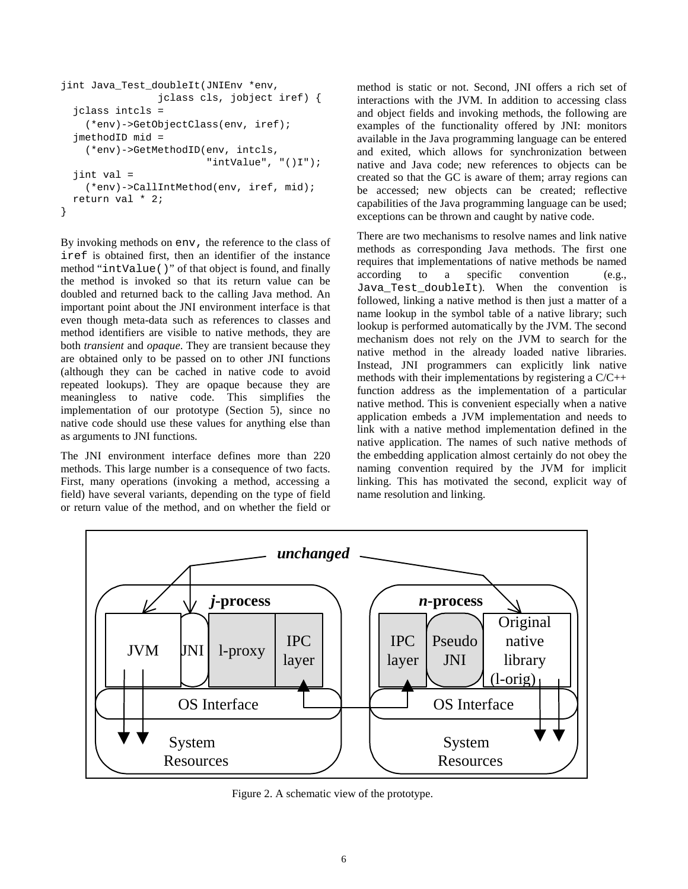```
jint Java_Test_doubleIt(JNIEnv *env,
                jclass cls, jobject iref) {
  jclass intcls =
    (*env)->GetObjectClass(env, iref);
  jmethodID mid =
    (*env)->GetMethodID(env, intcls,
                        "intValue", "()I");
  jint val =
    (*env)->CallIntMethod(env, iref, mid);
  return val * 2;
}
```

By invoking methods on `env`, the reference to the class of `iref` is obtained first, then an identifier of the instance method "`intValue()`" of that object is found, and finally the method is invoked so that its return value can be doubled and returned back to the calling Java method. An important point about the JNI environment interface is that even though meta-data such as references to classes and method identifiers are visible to native methods, they are both *transient* and *opaque*. They are transient because they are obtained only to be passed on to other JNI functions (although they can be cached in native code to avoid repeated lookups). They are opaque because they are meaningless to native code. This simplifies the implementation of our prototype (Section 5), since no native code should use these values for anything else than as arguments to JNI functions.

The JNI environment interface defines more than 220 methods. This large number is a consequence of two facts. First, many operations (invoking a method, accessing a field) have several variants, depending on the type of field or return value of the method, and on whether the field or method is static or not. Second, JNI offers a rich set of interactions with the JVM. In addition to accessing class and object fields and invoking methods, the following are examples of the functionality offered by JNI: monitors available in the Java programming language can be entered and exited, which allows for synchronization between native and Java code; new references to objects can be created so that the GC is aware of them; array regions can be accessed; new objects can be created; reflective capabilities of the Java programming language can be used; exceptions can be thrown and caught by native code.

There are two mechanisms to resolve names and link native methods as corresponding Java methods. The first one requires that implementations of native methods be named according to a specific convention (e.g., `Java_Test_doubleIt`). When the convention is followed, linking a native method is then just a matter of a name lookup in the symbol table of a native library; such lookup is performed automatically by the JVM. The second mechanism does not rely on the JVM to search for the native method in the already loaded native libraries. Instead, JNI programmers can explicitly link native methods with their implementations by registering a C/C++ function address as the implementation of a particular native method. This is convenient especially when a native application embeds a JVM implementation and needs to link with a native method implementation defined in the native application. The names of such native methods of the embedding application almost certainly do not obey the naming convention required by the JVM for implicit linking. This has motivated the second, explicit way of name resolution and linking.

Figure 2. A schematic view of the prototype.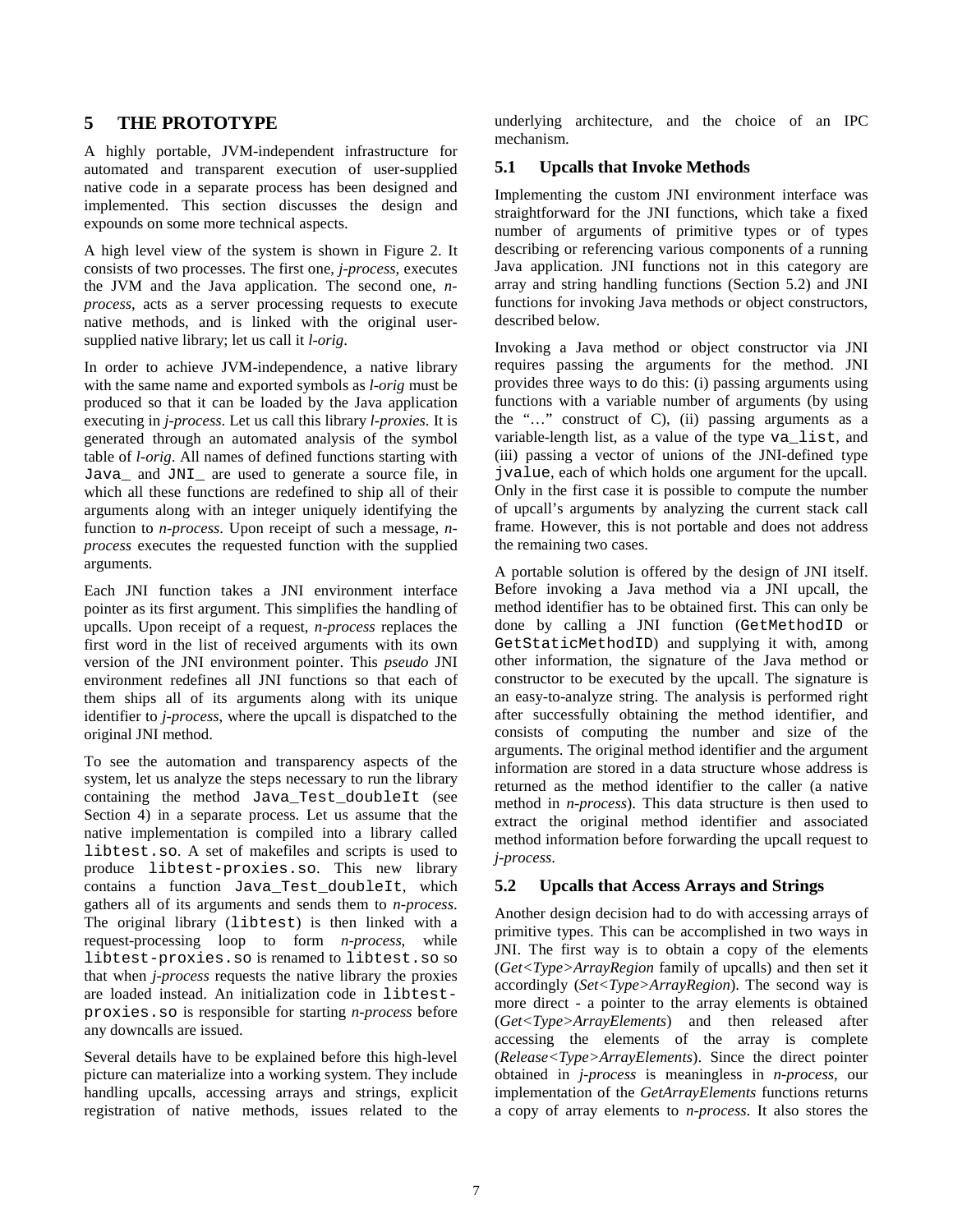## 5 THE PROTOTYPE

A highly portable, JVM-independent infrastructure for automated and transparent execution of user-supplied native code in a separate process has been designed and implemented. This section discusses the design and expounds on some more technical aspects.

A high level view of the system is shown in Figure 2. It consists of two processes. The first one, *j-process*, executes the JVM and the Java application. The second one, *n-process*, acts as a server processing requests to execute native methods, and is linked with the original user-supplied native library; let us call it *l-orig*.

In order to achieve JVM-independence, a native library with the same name and exported symbols as *l-orig* must be produced so that it can be loaded by the Java application executing in *j-process*. Let us call this library *l-proxies*. It is generated through an automated analysis of the symbol table of *l-orig*. All names of defined functions starting with `Java_` and `JNI_` are used to generate a source file, in which all these functions are redefined to ship all of their arguments along with an integer uniquely identifying the function to *n-process*. Upon receipt of such a message, *n-process* executes the requested function with the supplied arguments.

Each JNI function takes a JNI environment interface pointer as its first argument. This simplifies the handling of upcalls. Upon receipt of a request, *n-process* replaces the first word in the list of received arguments with its own version of the JNI environment pointer. This *pseudo* JNI environment redefines all JNI functions so that each of them ships all of its arguments along with its unique identifier to *j-process*, where the upcall is dispatched to the original JNI method.

To see the automation and transparency aspects of the system, let us analyze the steps necessary to run the library containing the method `Java_Test_doubleIt` (see Section 4) in a separate process. Let us assume that the native implementation is compiled into a library called `libtest.so`. A set of makefiles and scripts is used to produce `libtest-proxies.so`. This new library contains a function `Java_Test_doubleIt`, which gathers all of its arguments and sends them to *n-process*. The original library (`libtest`) is then linked with a request-processing loop to form *n-process*, while `libtest-proxies.so` is renamed to `libtest.so` so that when *j-process* requests the native library the proxies are loaded instead. An initialization code in `libtest-proxies.so` is responsible for starting *n-process* before any downcalls are issued.

Several details have to be explained before this high-level picture can materialize into a working system. They include handling upcalls, accessing arrays and strings, explicit registration of native methods, issues related to the underlying architecture, and the choice of an IPC mechanism.

### 5.1 Upcalls that Invoke Methods

Implementing the custom JNI environment interface was straightforward for the JNI functions, which take a fixed number of arguments of primitive types or of types describing or referencing various components of a running Java application. JNI functions not in this category are array and string handling functions (Section 5.2) and JNI functions for invoking Java methods or object constructors, described below.

Invoking a Java method or object constructor via JNI requires passing the arguments for the method. JNI provides three ways to do this: (i) passing arguments using functions with a variable number of arguments (by using the "…" construct of C), (ii) passing arguments as a variable-length list, as a value of the type `va_list`, and (iii) passing a vector of unions of the JNI-defined type `jvalue`, each of which holds one argument for the upcall. Only in the first case it is possible to compute the number of upcall's arguments by analyzing the current stack call frame. However, this is not portable and does not address the remaining two cases.

A portable solution is offered by the design of JNI itself. Before invoking a Java method via a JNI upcall, the method identifier has to be obtained first. This can only be done by calling a JNI function (`GetMethodID` or `GetStaticMethodID`) and supplying it with, among other information, the signature of the Java method or constructor to be executed by the upcall. The signature is an easy-to-analyze string. The analysis is performed right after successfully obtaining the method identifier, and consists of computing the number and size of the arguments. The original method identifier and the argument information are stored in a data structure whose address is returned as the method identifier to the caller (a native method in *n-process*). This data structure is then used to extract the original method identifier and associated method information before forwarding the upcall request to *j-process*.

### 5.2 Upcalls that Access Arrays and Strings

Another design decision had to do with accessing arrays of primitive types. This can be accomplished in two ways in JNI. The first way is to obtain a copy of the elements (*Get<Type>ArrayRegion* family of upcalls) and then set it accordingly (*Set<Type>ArrayRegion*). The second way is more direct - a pointer to the array elements is obtained (*Get<Type>ArrayElements*) and then released after accessing the elements of the array is complete (*Release<Type>ArrayElements*). Since the direct pointer obtained in *j-process* is meaningless in *n-process*, our implementation of the *GetArrayElements* functions returns a copy of array elements to *n-process*. It also stores the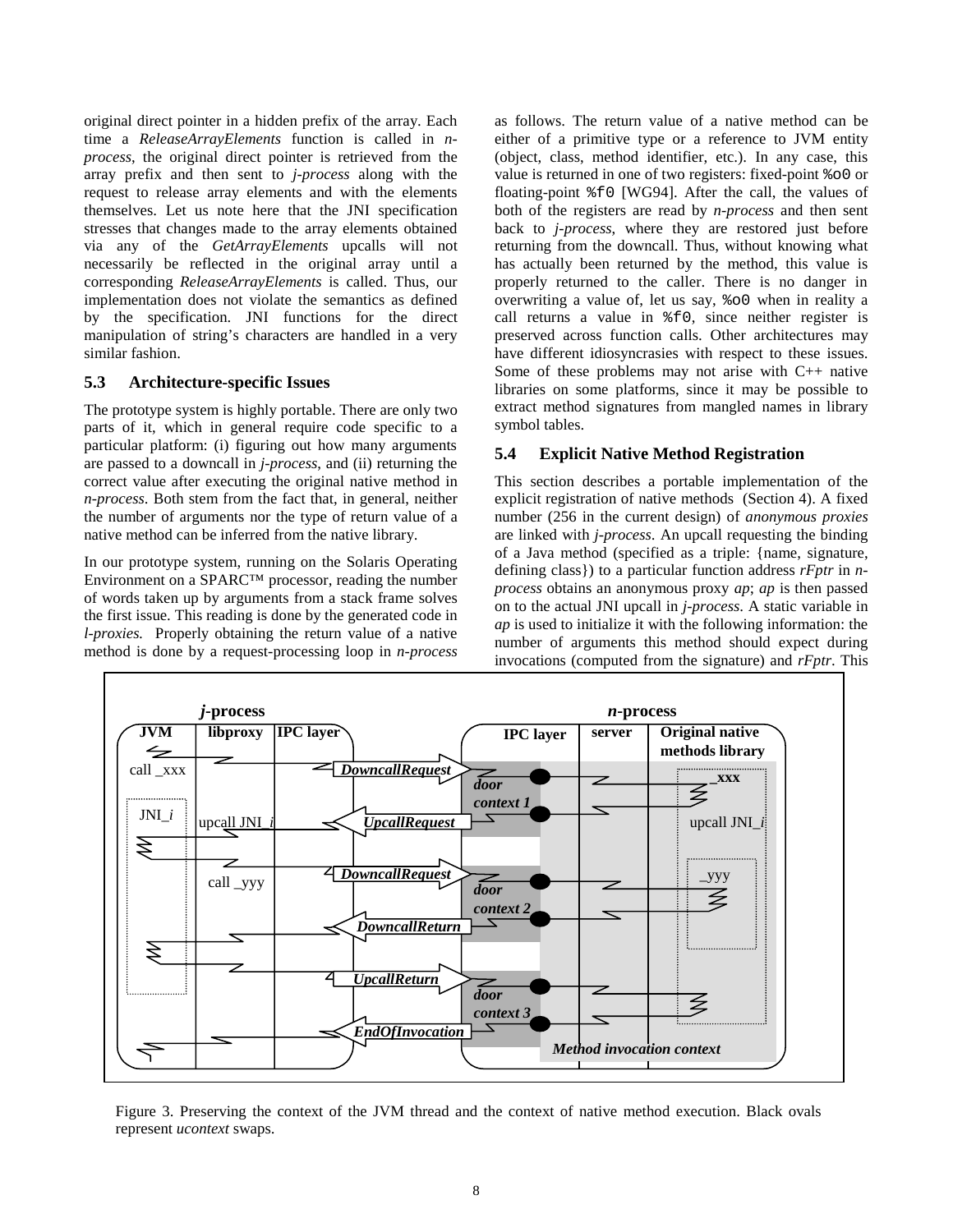original direct pointer in a hidden prefix of the array. Each time a *ReleaseArrayElements* function is called in *n-process*, the original direct pointer is retrieved from the array prefix and then sent to *j-process* along with the request to release array elements and with the elements themselves. Let us note here that the JNI specification stresses that changes made to the array elements obtained via any of the *GetArrayElements* upcalls will not necessarily be reflected in the original array until a corresponding *ReleaseArrayElements* is called. Thus, our implementation does not violate the semantics as defined by the specification. JNI functions for the direct manipulation of string's characters are handled in a very similar fashion.

### 5.3 Architecture-specific Issues

The prototype system is highly portable. There are only two parts of it, which in general require code specific to a particular platform: (i) figuring out how many arguments are passed to a downcall in *j-process*, and (ii) returning the correct value after executing the original native method in *n-process*. Both stem from the fact that, in general, neither the number of arguments nor the type of return value of a native method can be inferred from the native library.

In our prototype system, running on the Solaris Operating Environment on a SPARC™ processor, reading the number of words taken up by arguments from a stack frame solves the first issue. This reading is done by the generated code in *l-proxies.* Properly obtaining the return value of a native method is done by a request-processing loop in *n-process* as follows. The return value of a native method can be either of a primitive type or a reference to JVM entity (object, class, method identifier, etc.). In any case, this value is returned in one of two registers: fixed-point `%o0` or floating-point `%f0` [WG94]. After the call, the values of both of the registers are read by *n-process* and then sent back to *j-process*, where they are restored just before returning from the downcall. Thus, without knowing what has actually been returned by the method, this value is properly returned to the caller. There is no danger in overwriting a value of, let us say, `%o0` when in reality a call returns a value in `%f0`, since neither register is preserved across function calls. Other architectures may have different idiosyncrasies with respect to these issues. Some of these problems may not arise with C++ native libraries on some platforms, since it may be possible to extract method signatures from mangled names in library symbol tables.

### 5.4 Explicit Native Method Registration

This section describes a portable implementation of the explicit registration of native methods (Section 4). A fixed number (256 in the current design) of *anonymous proxies* are linked with *j-process*. An upcall requesting the binding of a Java method (specified as a triple: {name, signature, defining class}) to a particular function address *rFptr* in *n-process* obtains an anonymous proxy *ap*; *ap* is then passed on to the actual JNI upcall in *j-process*. A static variable in *ap* is used to initialize it with the following information: the number of arguments this method should expect during invocations (computed from the signature) and *rFptr*. This

Figure 3. Preserving the context of the JVM thread and the context of native method execution. Black ovals represent *ucontext* swaps.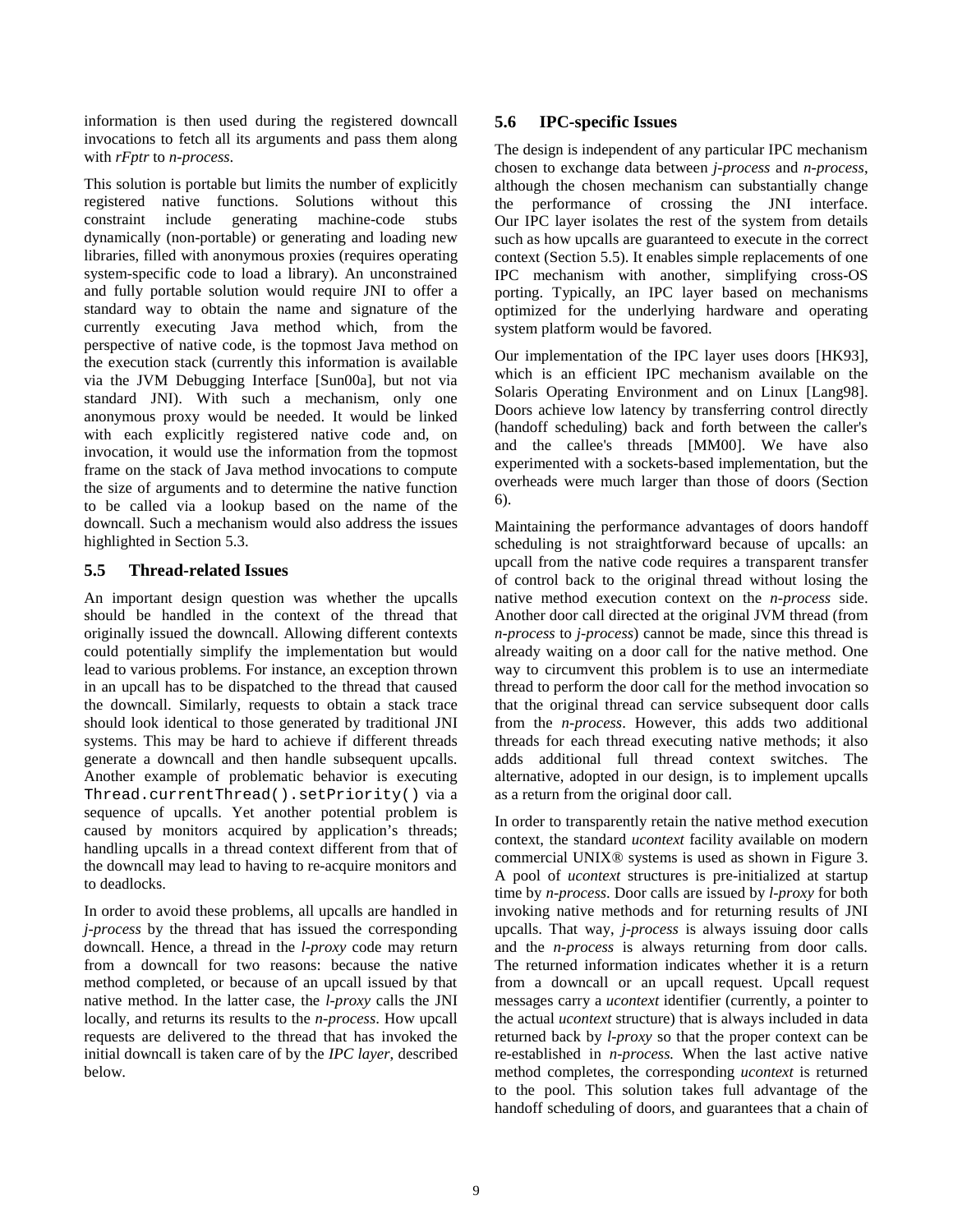information is then used during the registered downcall invocations to fetch all its arguments and pass them along with *rFptr* to *n-process*.

This solution is portable but limits the number of explicitly registered native functions. Solutions without this constraint include generating machine-code stubs dynamically (non-portable) or generating and loading new libraries, filled with anonymous proxies (requires operating system-specific code to load a library). An unconstrained and fully portable solution would require JNI to offer a standard way to obtain the name and signature of the currently executing Java method which, from the perspective of native code, is the topmost Java method on the execution stack (currently this information is available via the JVM Debugging Interface [Sun00a], but not via standard JNI). With such a mechanism, only one anonymous proxy would be needed. It would be linked with each explicitly registered native code and, on invocation, it would use the information from the topmost frame on the stack of Java method invocations to compute the size of arguments and to determine the native function to be called via a lookup based on the name of the downcall. Such a mechanism would also address the issues highlighted in Section 5.3.

### 5.5 Thread-related Issues

An important design question was whether the upcalls should be handled in the context of the thread that originally issued the downcall. Allowing different contexts could potentially simplify the implementation but would lead to various problems. For instance, an exception thrown in an upcall has to be dispatched to the thread that caused the downcall. Similarly, requests to obtain a stack trace should look identical to those generated by traditional JNI systems. This may be hard to achieve if different threads generate a downcall and then handle subsequent upcalls. Another example of problematic behavior is executing `Thread.currentThread().setPriority()` via a sequence of upcalls. Yet another potential problem is caused by monitors acquired by application's threads; handling upcalls in a thread context different from that of the downcall may lead to having to re-acquire monitors and to deadlocks.

In order to avoid these problems, all upcalls are handled in *j-process* by the thread that has issued the corresponding downcall. Hence, a thread in the *l-proxy* code may return from a downcall for two reasons: because the native method completed, or because of an upcall issued by that native method. In the latter case, the *l-proxy* calls the JNI locally, and returns its results to the *n-process*. How upcall requests are delivered to the thread that has invoked the initial downcall is taken care of by the *IPC layer*, described below.

### 5.6 IPC-specific Issues

The design is independent of any particular IPC mechanism chosen to exchange data between *j-process* and *n-process*, although the chosen mechanism can substantially change the performance of crossing the JNI interface. Our IPC layer isolates the rest of the system from details such as how upcalls are guaranteed to execute in the correct context (Section 5.5). It enables simple replacements of one IPC mechanism with another, simplifying cross-OS porting. Typically, an IPC layer based on mechanisms optimized for the underlying hardware and operating system platform would be favored.

Our implementation of the IPC layer uses doors [HK93], which is an efficient IPC mechanism available on the Solaris Operating Environment and on Linux [Lang98]. Doors achieve low latency by transferring control directly (handoff scheduling) back and forth between the caller's and the callee's threads [MM00]. We have also experimented with a sockets-based implementation, but the overheads were much larger than those of doors (Section 6).

Maintaining the performance advantages of doors handoff scheduling is not straightforward because of upcalls: an upcall from the native code requires a transparent transfer of control back to the original thread without losing the native method execution context on the *n-process* side. Another door call directed at the original JVM thread (from *n-process* to *j-process*) cannot be made, since this thread is already waiting on a door call for the native method. One way to circumvent this problem is to use an intermediate thread to perform the door call for the method invocation so that the original thread can service subsequent door calls from the *n-process*. However, this adds two additional threads for each thread executing native methods; it also adds additional full thread context switches. The alternative, adopted in our design, is to implement upcalls as a return from the original door call.

In order to transparently retain the native method execution context, the standard *ucontext* facility available on modern commercial UNIX® systems is used as shown in Figure 3. A pool of *ucontext* structures is pre-initialized at startup time by *n-process*. Door calls are issued by *l-proxy* for both invoking native methods and for returning results of JNI upcalls. That way, *j-process* is always issuing door calls and the *n-process* is always returning from door calls. The returned information indicates whether it is a return from a downcall or an upcall request. Upcall request messages carry a *ucontext* identifier (currently, a pointer to the actual *ucontext* structure) that is always included in data returned back by *l-proxy* so that the proper context can be re-established in *n-process.* When the last active native method completes, the corresponding *ucontext* is returned to the pool. This solution takes full advantage of the handoff scheduling of doors, and guarantees that a chain of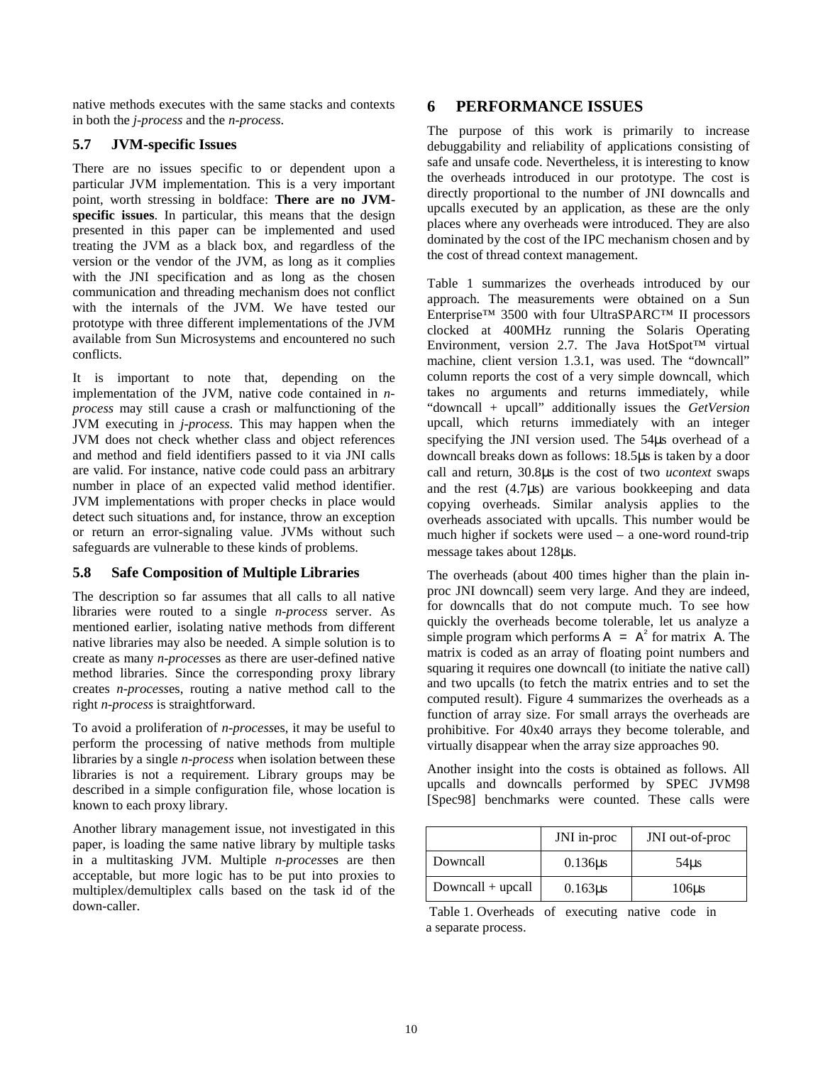native methods executes with the same stacks and contexts in both the *j-process* and the *n-process*.

### 5.7 JVM-specific Issues

There are no issues specific to or dependent upon a particular JVM implementation. This is a very important point, worth stressing in boldface: **There are no JVM-specific issues**. In particular, this means that the design presented in this paper can be implemented and used treating the JVM as a black box, and regardless of the version or the vendor of the JVM, as long as it complies with the JNI specification and as long as the chosen communication and threading mechanism does not conflict with the internals of the JVM. We have tested our prototype with three different implementations of the JVM available from Sun Microsystems and encountered no such conflicts.

It is important to note that, depending on the implementation of the JVM, native code contained in *n-process* may still cause a crash or malfunctioning of the JVM executing in *j-process*. This may happen when the JVM does not check whether class and object references and method and field identifiers passed to it via JNI calls are valid. For instance, native code could pass an arbitrary number in place of an expected valid method identifier. JVM implementations with proper checks in place would detect such situations and, for instance, throw an exception or return an error-signaling value. JVMs without such safeguards are vulnerable to these kinds of problems.

### 5.8 Safe Composition of Multiple Libraries

The description so far assumes that all calls to all native libraries were routed to a single *n-process* server. As mentioned earlier, isolating native methods from different native libraries may also be needed. A simple solution is to create as many *n-process*es as there are user-defined native method libraries. Since the corresponding proxy library creates *n-process*es, routing a native method call to the right *n-process* is straightforward.

To avoid a proliferation of *n-process*es, it may be useful to perform the processing of native methods from multiple libraries by a single *n-process* when isolation between these libraries is not a requirement. Library groups may be described in a simple configuration file, whose location is known to each proxy library.

Another library management issue, not investigated in this paper, is loading the same native library by multiple tasks in a multitasking JVM. Multiple *n-process*es are then acceptable, but more logic has to be put into proxies to multiplex/demultiplex calls based on the task id of the down-caller.

## 6 PERFORMANCE ISSUES

The purpose of this work is primarily to increase debuggability and reliability of applications consisting of safe and unsafe code. Nevertheless, it is interesting to know the overheads introduced in our prototype. The cost is directly proportional to the number of JNI downcalls and upcalls executed by an application, as these are the only places where any overheads were introduced. They are also dominated by the cost of the IPC mechanism chosen and by the cost of thread context management.

Table 1 summarizes the overheads introduced by our approach. The measurements were obtained on a Sun Enterprise™ 3500 with four UltraSPARC™ II processors clocked at 400MHz running the Solaris Operating Environment, version 2.7. The Java HotSpot™ virtual machine, client version 1.3.1, was used. The "downcall" column reports the cost of a very simple downcall, which takes no arguments and returns immediately, while "downcall + upcall" additionally issues the *GetVersion* upcall, which returns immediately with an integer specifying the JNI version used. The 54µs overhead of a downcall breaks down as follows: 18.5µs is taken by a door call and return, 30.8µs is the cost of two *ucontext* swaps and the rest (4.7µs) are various bookkeeping and data copying overheads. Similar analysis applies to the overheads associated with upcalls. This number would be much higher if sockets were used – a one-word round-trip message takes about 128µs.

The overheads (about 400 times higher than the plain in-proc JNI downcall) seem very large. And they are indeed, for downcalls that do not compute much. To see how quickly the overheads become tolerable, let us analyze a simple program which performs $A = A^2$ for matrix $A$. The matrix is coded as an array of floating point numbers and squaring it requires one downcall (to initiate the native call) and two upcalls (to fetch the matrix entries and to set the computed result). Figure 4 summarizes the overheads as a function of array size. For small arrays the overheads are prohibitive. For 40x40 arrays they become tolerable, and virtually disappear when the array size approaches 90.

Another insight into the costs is obtained as follows. All upcalls and downcalls performed by SPEC JVM98 [Spec98] benchmarks were counted. These calls were

| | JNI in-proc | JNI out-of-proc |
|---|---|---|
| Downcall | 0.136µs | 54µs |
| Downcall + upcall | 0.163µs | 106µs |

Table 1. Overheads of executing native code in a separate process.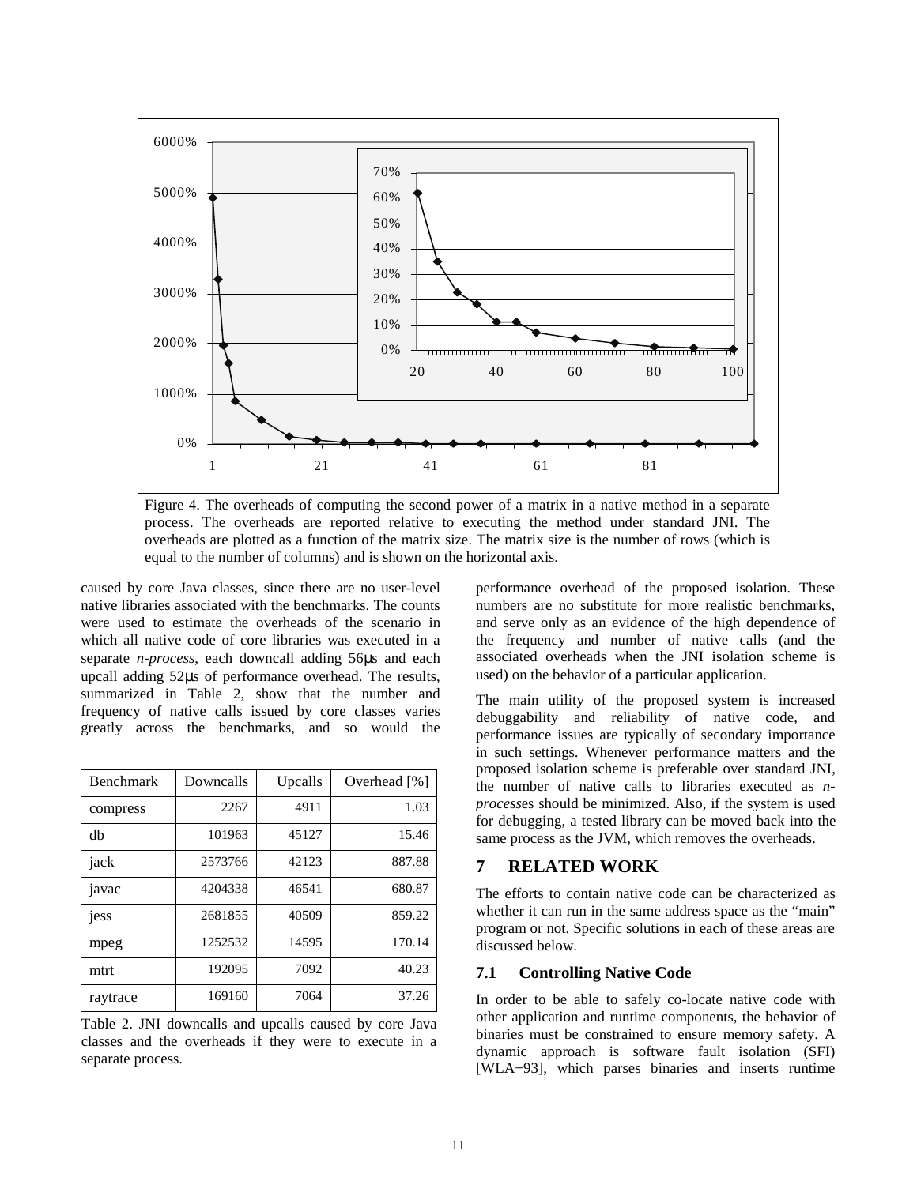Figure 4. The overheads of computing the second power of a matrix in a native method in a separate process. The overheads are reported relative to executing the method under standard JNI. The overheads are plotted as a function of the matrix size. The matrix size is the number of rows (which is equal to the number of columns) and is shown on the horizontal axis.

caused by core Java classes, since there are no user-level native libraries associated with the benchmarks. The counts were used to estimate the overheads of the scenario in which all native code of core libraries was executed in a separate *n-process*, each downcall adding 56μs and each upcall adding 52μs of performance overhead. The results, summarized in Table 2, show that the number and frequency of native calls issued by core classes varies greatly across the benchmarks, and so would the performance overhead of the proposed isolation. These numbers are no substitute for more realistic benchmarks, and serve only as an evidence of the high dependence of the frequency and number of native calls (and the associated overheads when the JNI isolation scheme is used) on the behavior of a particular application.

| Benchmark | Downcalls | Upcalls | Overhead [%] |
|---|---|---|---|
| compress | 2267 | 4911 | 1.03 |
| db | 101963 | 45127 | 15.46 |
| jack | 2573766 | 42123 | 887.88 |
| javac | 4204338 | 46541 | 680.87 |
| jess | 2681855 | 40509 | 859.22 |
| mpeg | 1252532 | 14595 | 170.14 |
| mtrt | 192095 | 7092 | 40.23 |
| raytrace | 169160 | 7064 | 37.26 |

Table 2. JNI downcalls and upcalls caused by core Java classes and the overheads if they were to execute in a separate process.

The main utility of the proposed system is increased debuggability and reliability of native code, and performance issues are typically of secondary importance in such settings. Whenever performance matters and the proposed isolation scheme is preferable over standard JNI, the number of native calls to libraries executed as *n-process*es should be minimized. Also, if the system is used for debugging, a tested library can be moved back into the same process as the JVM, which removes the overheads.

# 7 RELATED WORK

The efforts to contain native code can be characterized as whether it can run in the same address space as the "main" program or not. Specific solutions in each of these areas are discussed below.

## 7.1 Controlling Native Code

In order to be able to safely co-locate native code with other application and runtime components, the behavior of binaries must be constrained to ensure memory safety. A dynamic approach is software fault isolation (SFI) [WLA+93], which parses binaries and inserts runtime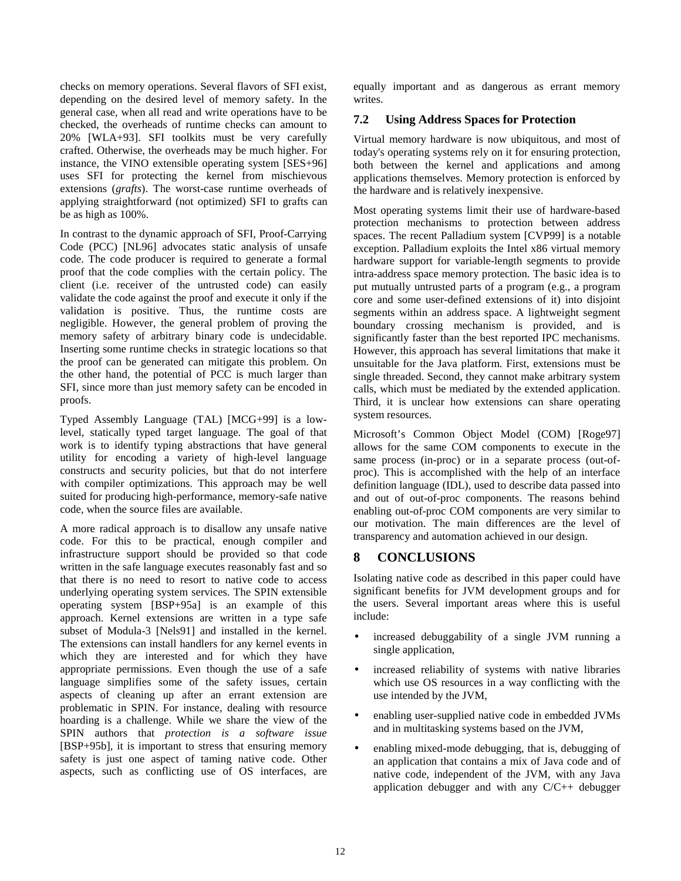checks on memory operations. Several flavors of SFI exist, depending on the desired level of memory safety. In the general case, when all read and write operations have to be checked, the overheads of runtime checks can amount to 20% [WLA+93]. SFI toolkits must be very carefully crafted. Otherwise, the overheads may be much higher. For instance, the VINO extensible operating system [SES+96] uses SFI for protecting the kernel from mischievous extensions (*grafts*). The worst-case runtime overheads of applying straightforward (not optimized) SFI to grafts can be as high as 100%.

In contrast to the dynamic approach of SFI, Proof-Carrying Code (PCC) [NL96] advocates static analysis of unsafe code. The code producer is required to generate a formal proof that the code complies with the certain policy. The client (i.e. receiver of the untrusted code) can easily validate the code against the proof and execute it only if the validation is positive. Thus, the runtime costs are negligible. However, the general problem of proving the memory safety of arbitrary binary code is undecidable. Inserting some runtime checks in strategic locations so that the proof can be generated can mitigate this problem. On the other hand, the potential of PCC is much larger than SFI, since more than just memory safety can be encoded in proofs.

Typed Assembly Language (TAL) [MCG+99] is a low-level, statically typed target language. The goal of that work is to identify typing abstractions that have general utility for encoding a variety of high-level language constructs and security policies, but that do not interfere with compiler optimizations. This approach may be well suited for producing high-performance, memory-safe native code, when the source files are available.

A more radical approach is to disallow any unsafe native code. For this to be practical, enough compiler and infrastructure support should be provided so that code written in the safe language executes reasonably fast and so that there is no need to resort to native code to access underlying operating system services. The SPIN extensible operating system [BSP+95a] is an example of this approach. Kernel extensions are written in a type safe subset of Modula-3 [Nels91] and installed in the kernel. The extensions can install handlers for any kernel events in which they are interested and for which they have appropriate permissions. Even though the use of a safe language simplifies some of the safety issues, certain aspects of cleaning up after an errant extension are problematic in SPIN. For instance, dealing with resource hoarding is a challenge. While we share the view of the SPIN authors that *protection is a software issue* [BSP+95b], it is important to stress that ensuring memory safety is just one aspect of taming native code. Other aspects, such as conflicting use of OS interfaces, are equally important and as dangerous as errant memory writes.

### 7.2 Using Address Spaces for Protection

Virtual memory hardware is now ubiquitous, and most of today's operating systems rely on it for ensuring protection, both between the kernel and applications and among applications themselves. Memory protection is enforced by the hardware and is relatively inexpensive.

Most operating systems limit their use of hardware-based protection mechanisms to protection between address spaces. The recent Palladium system [CVP99] is a notable exception. Palladium exploits the Intel x86 virtual memory hardware support for variable-length segments to provide intra-address space memory protection. The basic idea is to put mutually untrusted parts of a program (e.g., a program core and some user-defined extensions of it) into disjoint segments within an address space. A lightweight segment boundary crossing mechanism is provided, and is significantly faster than the best reported IPC mechanisms. However, this approach has several limitations that make it unsuitable for the Java platform. First, extensions must be single threaded. Second, they cannot make arbitrary system calls, which must be mediated by the extended application. Third, it is unclear how extensions can share operating system resources.

Microsoft's Common Object Model (COM) [Roge97] allows for the same COM components to execute in the same process (in-proc) or in a separate process (out-of-proc). This is accomplished with the help of an interface definition language (IDL), used to describe data passed into and out of out-of-proc components. The reasons behind enabling out-of-proc COM components are very similar to our motivation. The main differences are the level of transparency and automation achieved in our design.

## 8 CONCLUSIONS

Isolating native code as described in this paper could have significant benefits for JVM development groups and for the users. Several important areas where this is useful include:

- increased debuggability of a single JVM running a single application,
- increased reliability of systems with native libraries which use OS resources in a way conflicting with the use intended by the JVM,
- enabling user-supplied native code in embedded JVMs and in multitasking systems based on the JVM,
- enabling mixed-mode debugging, that is, debugging of an application that contains a mix of Java code and of native code, independent of the JVM, with any Java application debugger and with any C/C++ debugger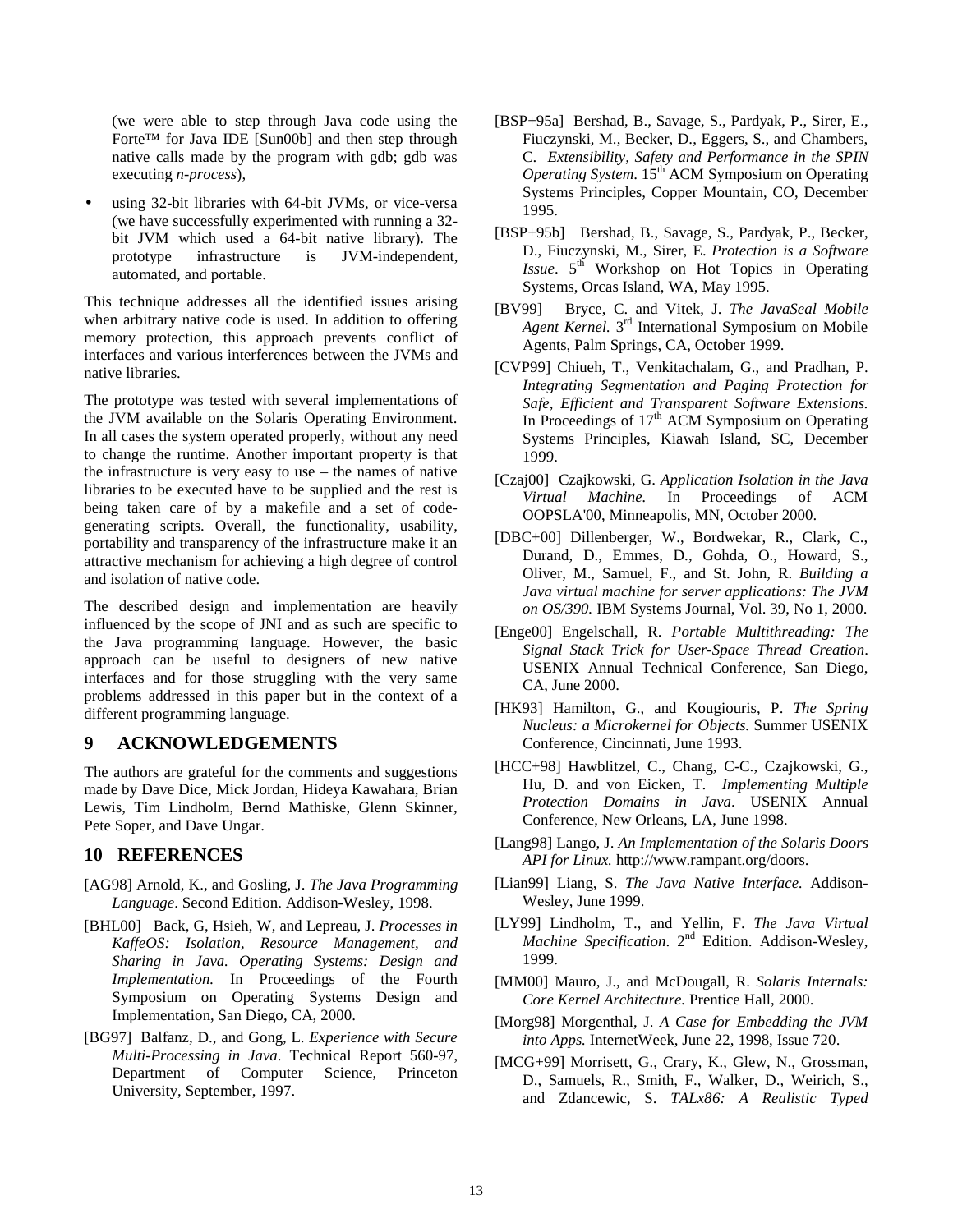(we were able to step through Java code using the Forte™ for Java IDE [Sun00b] and then step through native calls made by the program with gdb; gdb was executing *n-process*),

- using 32-bit libraries with 64-bit JVMs, or vice-versa (we have successfully experimented with running a 32-bit JVM which used a 64-bit native library). The prototype infrastructure is JVM-independent, automated, and portable.

This technique addresses all the identified issues arising when arbitrary native code is used. In addition to offering memory protection, this approach prevents conflict of interfaces and various interferences between the JVMs and native libraries.

The prototype was tested with several implementations of the JVM available on the Solaris Operating Environment. In all cases the system operated properly, without any need to change the runtime. Another important property is that the infrastructure is very easy to use – the names of native libraries to be executed have to be supplied and the rest is being taken care of by a makefile and a set of code-generating scripts. Overall, the functionality, usability, portability and transparency of the infrastructure make it an attractive mechanism for achieving a high degree of control and isolation of native code.

The described design and implementation are heavily influenced by the scope of JNI and as such are specific to the Java programming language. However, the basic approach can be useful to designers of new native interfaces and for those struggling with the very same problems addressed in this paper but in the context of a different programming language.

## 9 ACKNOWLEDGEMENTS

The authors are grateful for the comments and suggestions made by Dave Dice, Mick Jordan, Hideya Kawahara, Brian Lewis, Tim Lindholm, Bernd Mathiske, Glenn Skinner, Pete Soper, and Dave Ungar.

## 10 REFERENCES

[AG98] Arnold, K., and Gosling, J. *The Java Programming Language*. Second Edition. Addison-Wesley, 1998.

[BHL00] Back, G, Hsieh, W, and Lepreau, J. *Processes in KaffeOS: Isolation, Resource Management, and Sharing in Java. Operating Systems: Design and Implementation.* In Proceedings of the Fourth Symposium on Operating Systems Design and Implementation, San Diego, CA, 2000.

[BG97] Balfanz, D., and Gong, L. *Experience with Secure Multi-Processing in Java*. Technical Report 560-97, Department of Computer Science, Princeton University, September, 1997.

[BSP+95a] Bershad, B., Savage, S., Pardyak, P., Sirer, E., Fiuczynski, M., Becker, D., Eggers, S., and Chambers, C. *Extensibility, Safety and Performance in the SPIN Operating System*. 15th ACM Symposium on Operating Systems Principles, Copper Mountain, CO, December 1995.

[BSP+95b] Bershad, B., Savage, S., Pardyak, P., Becker, D., Fiuczynski, M., Sirer, E. *Protection is a Software Issue*. 5th Workshop on Hot Topics in Operating Systems, Orcas Island, WA, May 1995.

[BV99] Bryce, C. and Vitek, J. *The JavaSeal Mobile Agent Kernel.* 3rd International Symposium on Mobile Agents, Palm Springs, CA, October 1999.

[CVP99] Chiueh, T., Venkitachalam, G., and Pradhan, P. *Integrating Segmentation and Paging Protection for Safe, Efficient and Transparent Software Extensions.* In Proceedings of 17th ACM Symposium on Operating Systems Principles, Kiawah Island, SC, December 1999.

[Czaj00] Czajkowski, G. *Application Isolation in the Java Virtual Machine.* In Proceedings of ACM OOPSLA'00, Minneapolis, MN, October 2000.

[DBC+00] Dillenberger, W., Bordwekar, R., Clark, C., Durand, D., Emmes, D., Gohda, O., Howard, S., Oliver, M., Samuel, F., and St. John, R. *Building a Java virtual machine for server applications: The JVM on OS/390.* IBM Systems Journal, Vol. 39, No 1, 2000.

[Enge00] Engelschall, R. *Portable Multithreading: The Signal Stack Trick for User-Space Thread Creation*. USENIX Annual Technical Conference, San Diego, CA, June 2000.

[HK93] Hamilton, G., and Kougiouris, P. *The Spring Nucleus: a Microkernel for Objects.* Summer USENIX Conference, Cincinnati, June 1993.

[HCC+98] Hawblitzel, C., Chang, C-C., Czajkowski, G., Hu, D. and von Eicken, T. *Implementing Multiple Protection Domains in Java*. USENIX Annual Conference, New Orleans, LA, June 1998.

[Lang98] Lango, J. *An Implementation of the Solaris Doors API for Linux.* http://www.rampant.org/doors.

[Lian99] Liang, S. *The Java Native Interface.* Addison-Wesley, June 1999.

[LY99] Lindholm, T., and Yellin, F. *The Java Virtual Machine Specification*. 2nd Edition. Addison-Wesley, 1999.

[MM00] Mauro, J., and McDougall, R. *Solaris Internals: Core Kernel Architecture.* Prentice Hall, 2000.

[Morg98] Morgenthal, J. *A Case for Embedding the JVM into Apps.* InternetWeek, June 22, 1998, Issue 720.

[MCG+99] Morrisett, G., Crary, K., Glew, N., Grossman, D., Samuels, R., Smith, F., Walker, D., Weirich, S., and Zdancewic, S. *TALx86: A Realistic Typed*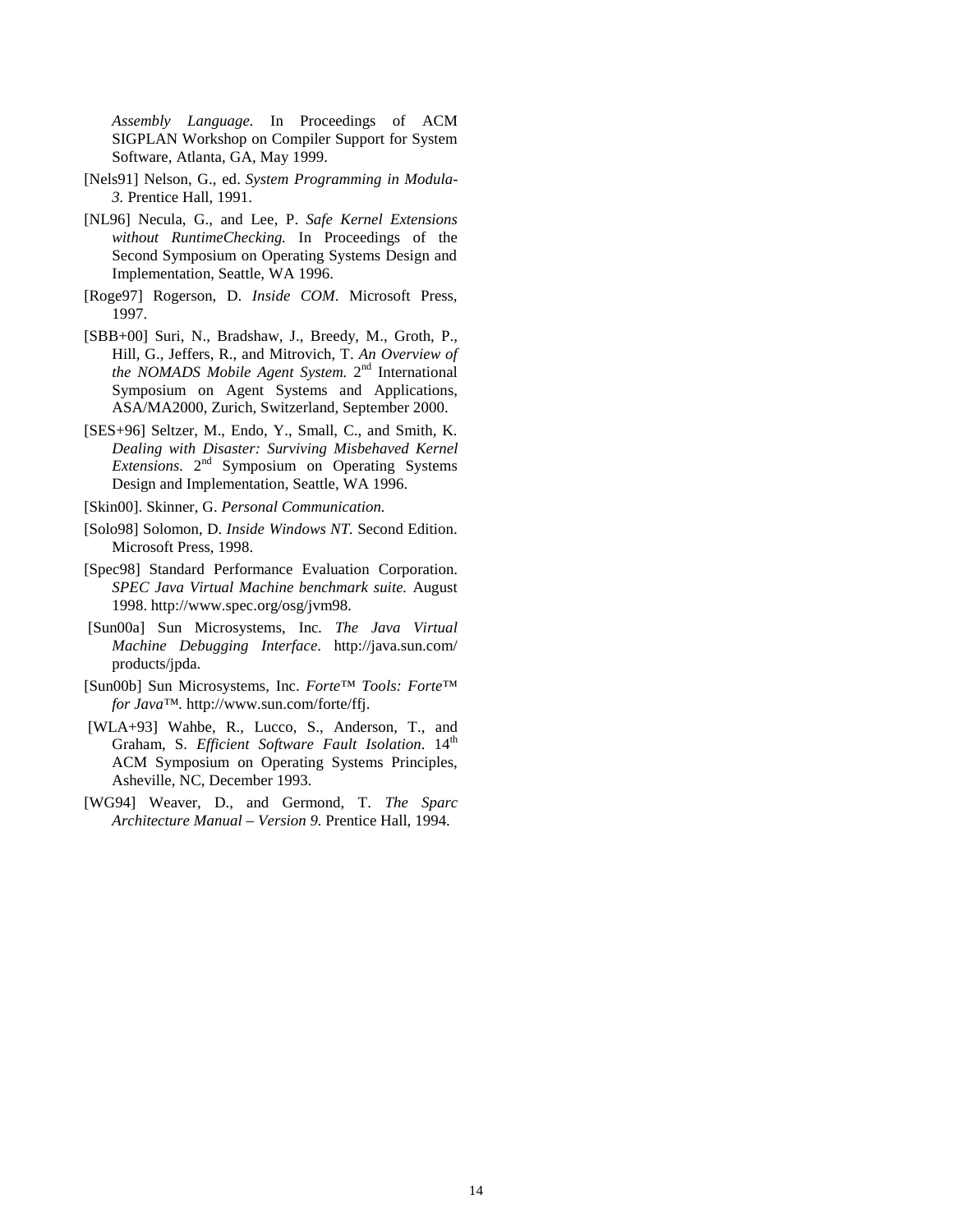*Assembly Language.* In Proceedings of ACM SIGPLAN Workshop on Compiler Support for System Software, Atlanta, GA, May 1999.

[Nels91] Nelson, G., ed. *System Programming in Modula-3.* Prentice Hall, 1991.

[NL96] Necula, G., and Lee, P. *Safe Kernel Extensions without RuntimeChecking.* In Proceedings of the Second Symposium on Operating Systems Design and Implementation, Seattle, WA 1996.

[Roge97] Rogerson, D. *Inside COM*. Microsoft Press, 1997.

[SBB+00] Suri, N., Bradshaw, J., Breedy, M., Groth, P., Hill, G., Jeffers, R., and Mitrovich, T. *An Overview of the NOMADS Mobile Agent System.* 2nd International Symposium on Agent Systems and Applications, ASA/MA2000, Zurich, Switzerland, September 2000.

[SES+96] Seltzer, M., Endo, Y., Small, C., and Smith, K. *Dealing with Disaster: Surviving Misbehaved Kernel Extensions.* 2nd Symposium on Operating Systems Design and Implementation, Seattle, WA 1996.

[Skin00]. Skinner, G. *Personal Communication.*

[Solo98] Solomon, D. *Inside Windows NT.* Second Edition. Microsoft Press, 1998.

[Spec98] Standard Performance Evaluation Corporation. *SPEC Java Virtual Machine benchmark suite.* August 1998. http://www.spec.org/osg/jvm98.

[Sun00a] Sun Microsystems, Inc. *The Java Virtual Machine Debugging Interface*. http://java.sun.com/products/jpda.

[Sun00b] Sun Microsystems, Inc. *Forte™ Tools: Forte™ for Java™.* http://www.sun.com/forte/ffj.

[WLA+93] Wahbe, R., Lucco, S., Anderson, T., and Graham, S. *Efficient Software Fault Isolation*. 14th ACM Symposium on Operating Systems Principles, Asheville, NC, December 1993.

[WG94] Weaver, D., and Germond, T. *The Sparc Architecture Manual – Version 9.* Prentice Hall, 1994.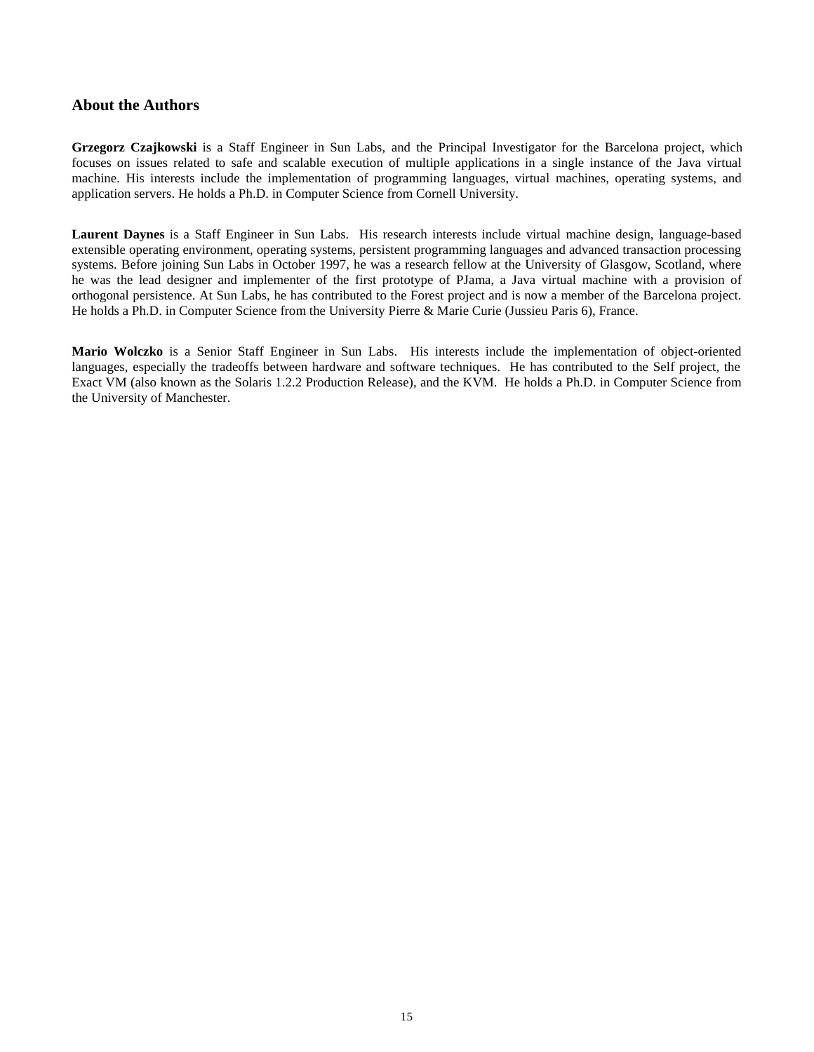## About the Authors

**Grzegorz Czajkowski** is a Staff Engineer in Sun Labs, and the Principal Investigator for the Barcelona project, which focuses on issues related to safe and scalable execution of multiple applications in a single instance of the Java virtual machine. His interests include the implementation of programming languages, virtual machines, operating systems, and application servers. He holds a Ph.D. in Computer Science from Cornell University.

**Laurent Daynes** is a Staff Engineer in Sun Labs. His research interests include virtual machine design, language-based extensible operating environment, operating systems, persistent programming languages and advanced transaction processing systems. Before joining Sun Labs in October 1997, he was a research fellow at the University of Glasgow, Scotland, where he was the lead designer and implementer of the first prototype of PJama, a Java virtual machine with a provision of orthogonal persistence. At Sun Labs, he has contributed to the Forest project and is now a member of the Barcelona project. He holds a Ph.D. in Computer Science from the University Pierre & Marie Curie (Jussieu Paris 6), France.

**Mario Wolczko** is a Senior Staff Engineer in Sun Labs. His interests include the implementation of object-oriented languages, especially the tradeoffs between hardware and software techniques. He has contributed to the Self project, the Exact VM (also known as the Solaris 1.2.2 Production Release), and the KVM. He holds a Ph.D. in Computer Science from the University of Manchester.